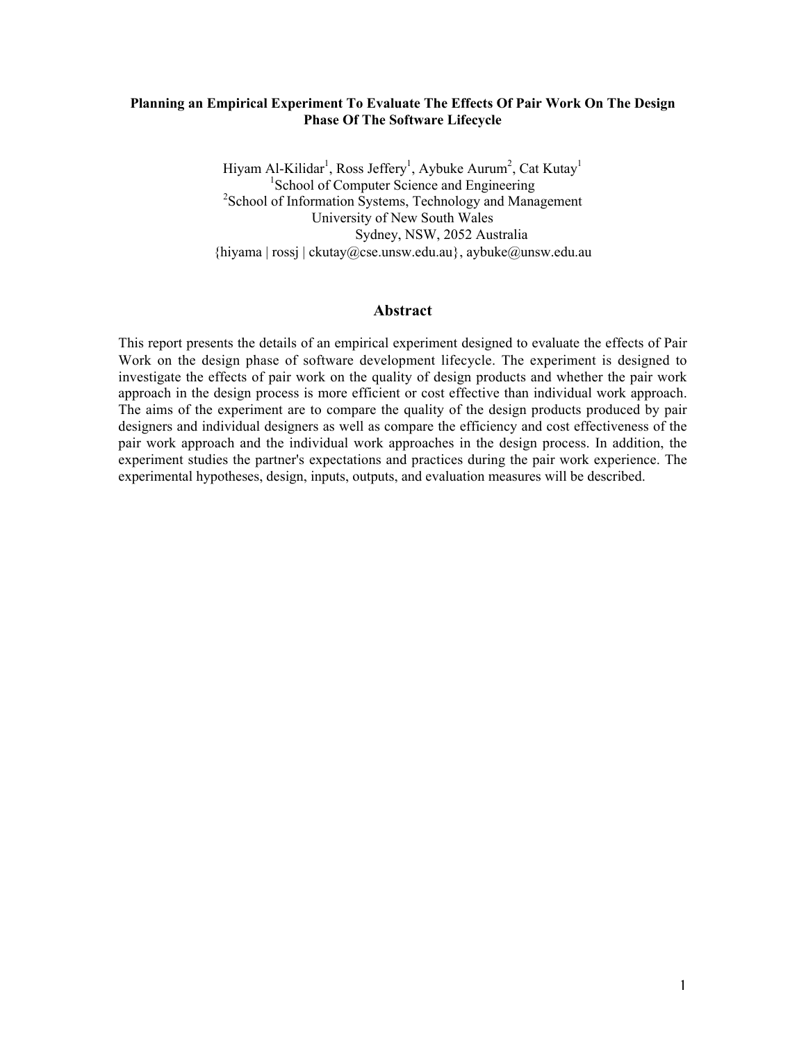# Planning an Empirical Experiment To Evaluate The Effects Of Pair Work On The Design Phase Of The Software Lifecycle

Hiyam Al-Kilidar[1], Ross Jeffery[1], Aybuke Aurum[2], Cat Kutay[1]

[1]School of Computer Science and Engineering

[2]School of Information Systems, Technology and Management

University of New South Wales

Sydney, NSW, 2052 Australia

{hiyama | rossj | ckutay@cse.unsw.edu.au}, aybuke@unsw.edu.au

## Abstract

This report presents the details of an empirical experiment designed to evaluate the effects of Pair Work on the design phase of software development lifecycle. The experiment is designed to investigate the effects of pair work on the quality of design products and whether the pair work approach in the design process is more efficient or cost effective than individual work approach. The aims of the experiment are to compare the quality of the design products produced by pair designers and individual designers as well as compare the efficiency and cost effectiveness of the pair work approach and the individual work approaches in the design process. In addition, the experiment studies the partner's expectations and practices during the pair work experience. The experimental hypotheses, design, inputs, outputs, and evaluation measures will be described.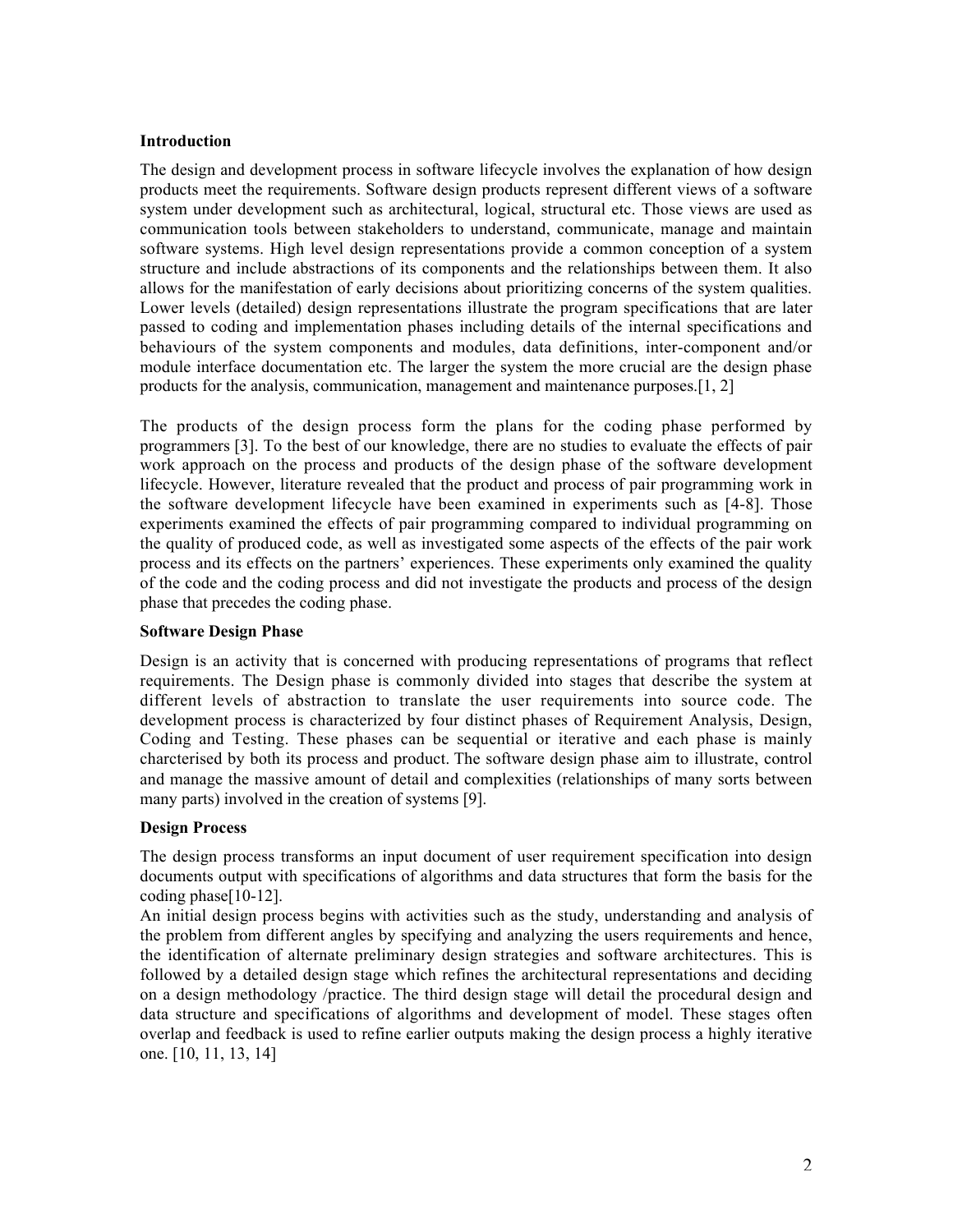## Introduction

The design and development process in software lifecycle involves the explanation of how design products meet the requirements. Software design products represent different views of a software system under development such as architectural, logical, structural etc. Those views are used as communication tools between stakeholders to understand, communicate, manage and maintain software systems. High level design representations provide a common conception of a system structure and include abstractions of its components and the relationships between them. It also allows for the manifestation of early decisions about prioritizing concerns of the system qualities. Lower levels (detailed) design representations illustrate the program specifications that are later passed to coding and implementation phases including details of the internal specifications and behaviours of the system components and modules, data definitions, inter-component and/or module interface documentation etc. The larger the system the more crucial are the design phase products for the analysis, communication, management and maintenance purposes.[1, 2]

The products of the design process form the plans for the coding phase performed by programmers [3]. To the best of our knowledge, there are no studies to evaluate the effects of pair work approach on the process and products of the design phase of the software development lifecycle. However, literature revealed that the product and process of pair programming work in the software development lifecycle have been examined in experiments such as [4-8]. Those experiments examined the effects of pair programming compared to individual programming on the quality of produced code, as well as investigated some aspects of the effects of the pair work process and its effects on the partners' experiences. These experiments only examined the quality of the code and the coding process and did not investigate the products and process of the design phase that precedes the coding phase.

## Software Design Phase

Design is an activity that is concerned with producing representations of programs that reflect requirements. The Design phase is commonly divided into stages that describe the system at different levels of abstraction to translate the user requirements into source code. The development process is characterized by four distinct phases of Requirement Analysis, Design, Coding and Testing. These phases can be sequential or iterative and each phase is mainly charcterised by both its process and product. The software design phase aim to illustrate, control and manage the massive amount of detail and complexities (relationships of many sorts between many parts) involved in the creation of systems [9].

## Design Process

The design process transforms an input document of user requirement specification into design documents output with specifications of algorithms and data structures that form the basis for the coding phase[10-12].

An initial design process begins with activities such as the study, understanding and analysis of the problem from different angles by specifying and analyzing the users requirements and hence, the identification of alternate preliminary design strategies and software architectures. This is followed by a detailed design stage which refines the architectural representations and deciding on a design methodology /practice. The third design stage will detail the procedural design and data structure and specifications of algorithms and development of model. These stages often overlap and feedback is used to refine earlier outputs making the design process a highly iterative one. [10, 11, 13, 14]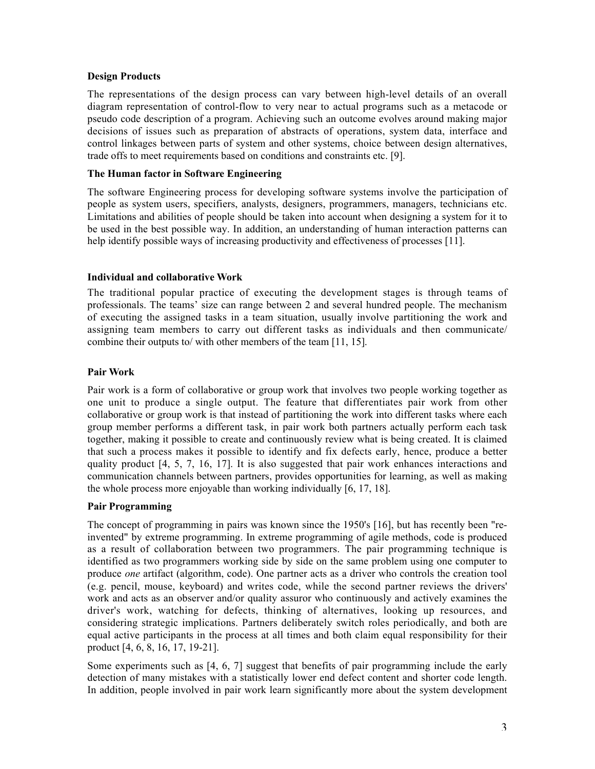**Design Products**

The representations of the design process can vary between high-level details of an overall diagram representation of control-flow to very near to actual programs such as a metacode or pseudo code description of a program. Achieving such an outcome evolves around making major decisions of issues such as preparation of abstracts of operations, system data, interface and control linkages between parts of system and other systems, choice between design alternatives, trade offs to meet requirements based on conditions and constraints etc. [9].

**The Human factor in Software Engineering**

The software Engineering process for developing software systems involve the participation of people as system users, specifiers, analysts, designers, programmers, managers, technicians etc. Limitations and abilities of people should be taken into account when designing a system for it to be used in the best possible way. In addition, an understanding of human interaction patterns can help identify possible ways of increasing productivity and effectiveness of processes [11].

**Individual and collaborative Work**

The traditional popular practice of executing the development stages is through teams of professionals. The teams' size can range between 2 and several hundred people. The mechanism of executing the assigned tasks in a team situation, usually involve partitioning the work and assigning team members to carry out different tasks as individuals and then communicate/ combine their outputs to/ with other members of the team [11, 15].

**Pair Work**

Pair work is a form of collaborative or group work that involves two people working together as one unit to produce a single output. The feature that differentiates pair work from other collaborative or group work is that instead of partitioning the work into different tasks where each group member performs a different task, in pair work both partners actually perform each task together, making it possible to create and continuously review what is being created. It is claimed that such a process makes it possible to identify and fix defects early, hence, produce a better quality product [4, 5, 7, 16, 17]. It is also suggested that pair work enhances interactions and communication channels between partners, provides opportunities for learning, as well as making the whole process more enjoyable than working individually [6, 17, 18].

**Pair Programming**

The concept of programming in pairs was known since the 1950's [16], but has recently been "re-invented" by extreme programming. In extreme programming of agile methods, code is produced as a result of collaboration between two programmers. The pair programming technique is identified as two programmers working side by side on the same problem using one computer to produce *one* artifact (algorithm, code). One partner acts as a driver who controls the creation tool (e.g. pencil, mouse, keyboard) and writes code, while the second partner reviews the drivers' work and acts as an observer and/or quality assuror who continuously and actively examines the driver's work, watching for defects, thinking of alternatives, looking up resources, and considering strategic implications. Partners deliberately switch roles periodically, and both are equal active participants in the process at all times and both claim equal responsibility for their product [4, 6, 8, 16, 17, 19-21].

Some experiments such as [4, 6, 7] suggest that benefits of pair programming include the early detection of many mistakes with a statistically lower end defect content and shorter code length. In addition, people involved in pair work learn significantly more about the system development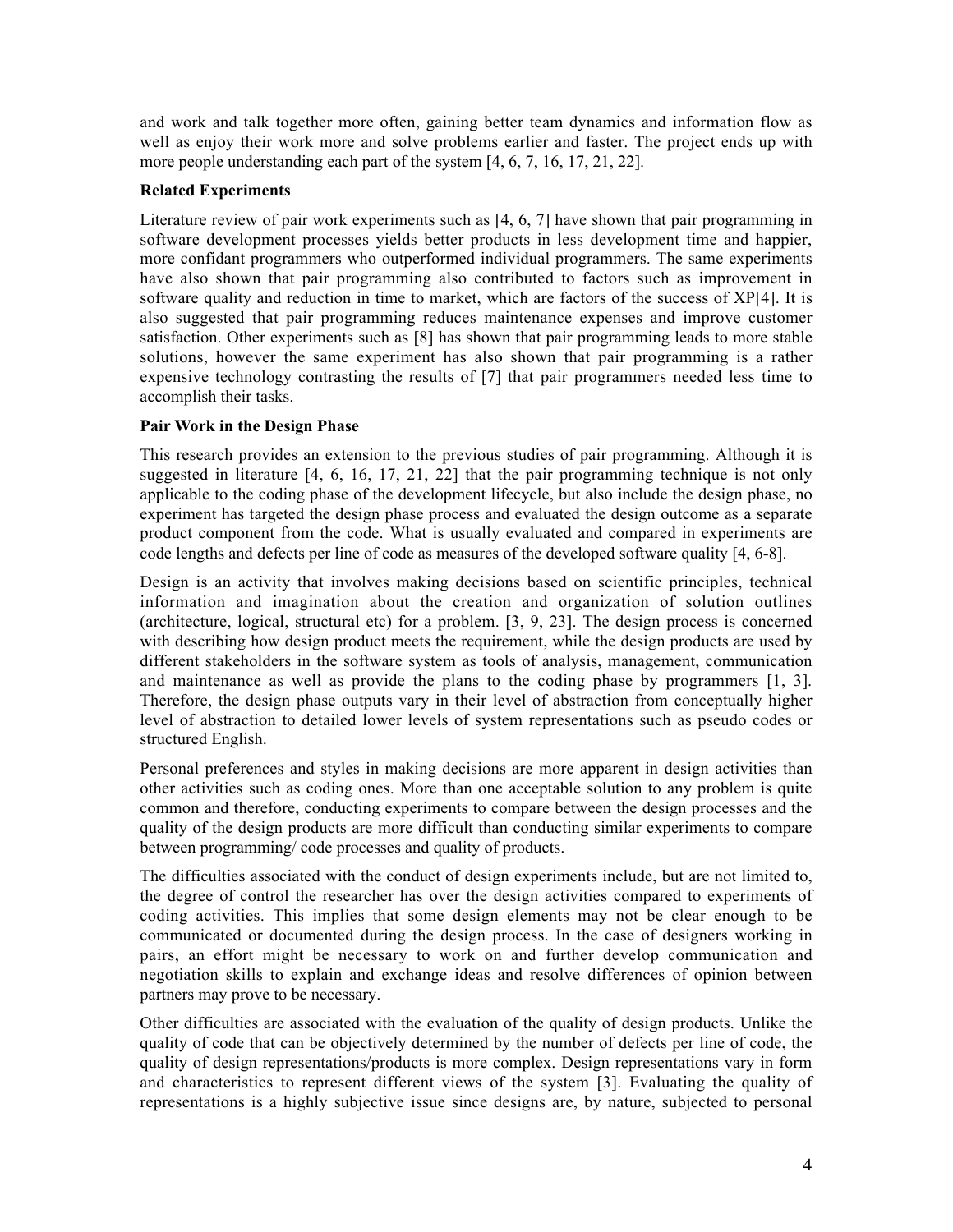and work and talk together more often, gaining better team dynamics and information flow as well as enjoy their work more and solve problems earlier and faster. The project ends up with more people understanding each part of the system [4, 6, 7, 16, 17, 21, 22].

**Related Experiments**

Literature review of pair work experiments such as [4, 6, 7] have shown that pair programming in software development processes yields better products in less development time and happier, more confidant programmers who outperformed individual programmers. The same experiments have also shown that pair programming also contributed to factors such as improvement in software quality and reduction in time to market, which are factors of the success of XP[4]. It is also suggested that pair programming reduces maintenance expenses and improve customer satisfaction. Other experiments such as [8] has shown that pair programming leads to more stable solutions, however the same experiment has also shown that pair programming is a rather expensive technology contrasting the results of [7] that pair programmers needed less time to accomplish their tasks.

**Pair Work in the Design Phase**

This research provides an extension to the previous studies of pair programming. Although it is suggested in literature [4, 6, 16, 17, 21, 22] that the pair programming technique is not only applicable to the coding phase of the development lifecycle, but also include the design phase, no experiment has targeted the design phase process and evaluated the design outcome as a separate product component from the code. What is usually evaluated and compared in experiments are code lengths and defects per line of code as measures of the developed software quality [4, 6-8].

Design is an activity that involves making decisions based on scientific principles, technical information and imagination about the creation and organization of solution outlines (architecture, logical, structural etc) for a problem. [3, 9, 23]. The design process is concerned with describing how design product meets the requirement, while the design products are used by different stakeholders in the software system as tools of analysis, management, communication and maintenance as well as provide the plans to the coding phase by programmers [1, 3]. Therefore, the design phase outputs vary in their level of abstraction from conceptually higher level of abstraction to detailed lower levels of system representations such as pseudo codes or structured English.

Personal preferences and styles in making decisions are more apparent in design activities than other activities such as coding ones. More than one acceptable solution to any problem is quite common and therefore, conducting experiments to compare between the design processes and the quality of the design products are more difficult than conducting similar experiments to compare between programming/ code processes and quality of products.

The difficulties associated with the conduct of design experiments include, but are not limited to, the degree of control the researcher has over the design activities compared to experiments of coding activities. This implies that some design elements may not be clear enough to be communicated or documented during the design process. In the case of designers working in pairs, an effort might be necessary to work on and further develop communication and negotiation skills to explain and exchange ideas and resolve differences of opinion between partners may prove to be necessary.

Other difficulties are associated with the evaluation of the quality of design products. Unlike the quality of code that can be objectively determined by the number of defects per line of code, the quality of design representations/products is more complex. Design representations vary in form and characteristics to represent different views of the system [3]. Evaluating the quality of representations is a highly subjective issue since designs are, by nature, subjected to personal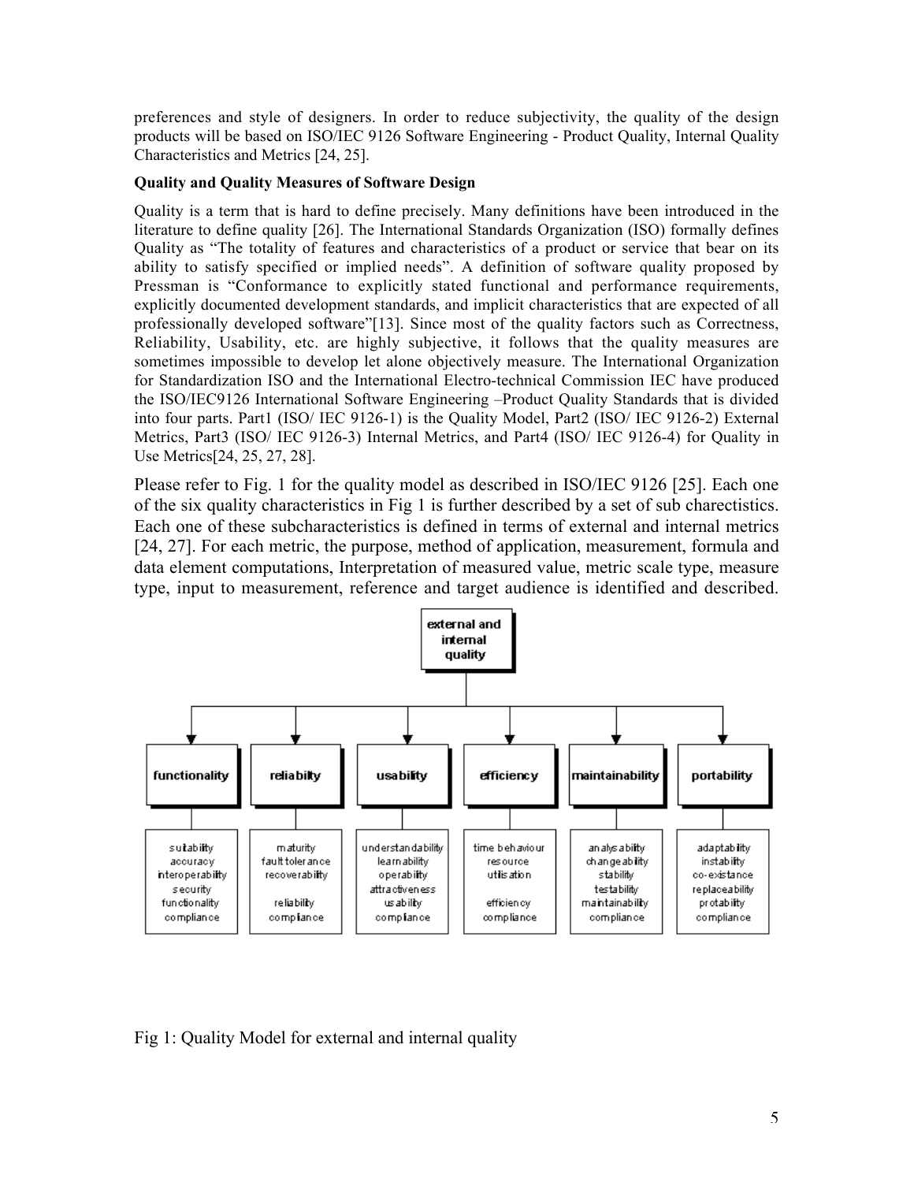preferences and style of designers. In order to reduce subjectivity, the quality of the design products will be based on ISO/IEC 9126 Software Engineering - Product Quality, Internal Quality Characteristics and Metrics [24, 25].

**Quality and Quality Measures of Software Design**

Quality is a term that is hard to define precisely. Many definitions have been introduced in the literature to define quality [26]. The International Standards Organization (ISO) formally defines Quality as "The totality of features and characteristics of a product or service that bear on its ability to satisfy specified or implied needs". A definition of software quality proposed by Pressman is "Conformance to explicitly stated functional and performance requirements, explicitly documented development standards, and implicit characteristics that are expected of all professionally developed software"[13]. Since most of the quality factors such as Correctness, Reliability, Usability, etc. are highly subjective, it follows that the quality measures are sometimes impossible to develop let alone objectively measure. The International Organization for Standardization ISO and the International Electro-technical Commission IEC have produced the ISO/IEC9126 International Software Engineering –Product Quality Standards that is divided into four parts. Part1 (ISO/ IEC 9126-1) is the Quality Model, Part2 (ISO/ IEC 9126-2) External Metrics, Part3 (ISO/ IEC 9126-3) Internal Metrics, and Part4 (ISO/ IEC 9126-4) for Quality in Use Metrics[24, 25, 27, 28].

Please refer to Fig. 1 for the quality model as described in ISO/IEC 9126 [25]. Each one of the six quality characteristics in Fig 1 is further described by a set of sub charectistics. Each one of these subcharacteristics is defined in terms of external and internal metrics [24, 27]. For each metric, the purpose, method of application, measurement, formula and data element computations, Interpretation of measured value, metric scale type, measure type, input to measurement, reference and target audience is identified and described.

**external and internal quality**

| functionality | reliability | usability | efficiency | maintainability | portability |
|---|---|---|---|---|---|
| suitability | maturity | understandability | time behaviour | analysability | adaptability |
| accuracy | fault tolerance | learnability | resource utilisation | changeability | instability |
| interoperability | recoverability | operability | | stability | co-existance |
| security | | attractiveness | | testability | replaceability |
| functionality compliance | reliability compliance | usability compliance | efficiency compliance | maintainability compliance | protability compliance |

Fig 1: Quality Model for external and internal quality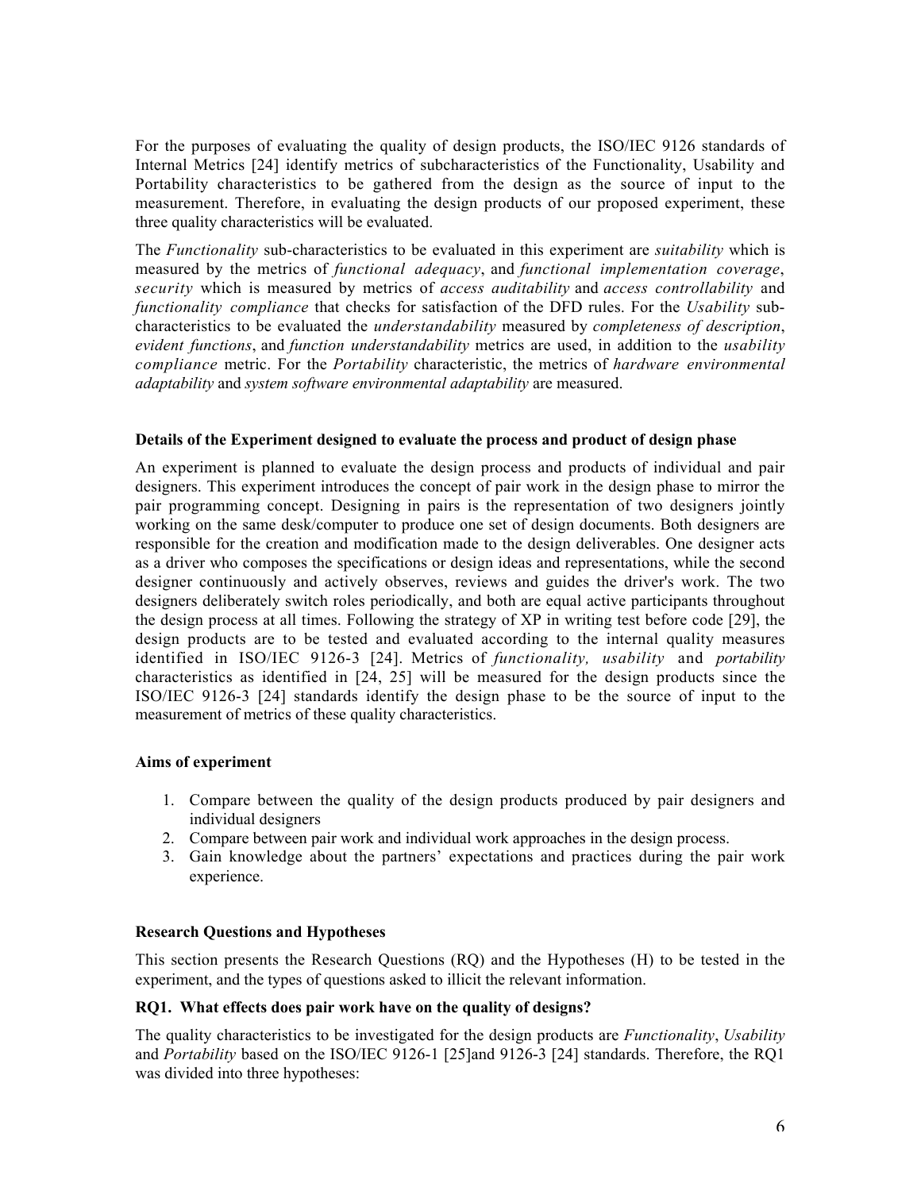For the purposes of evaluating the quality of design products, the ISO/IEC 9126 standards of Internal Metrics [24] identify metrics of subcharacteristics of the Functionality, Usability and Portability characteristics to be gathered from the design as the source of input to the measurement. Therefore, in evaluating the design products of our proposed experiment, these three quality characteristics will be evaluated.

The *Functionality* sub-characteristics to be evaluated in this experiment are *suitability* which is measured by the metrics of *functional adequacy*, and *functional implementation coverage*, *security* which is measured by metrics of *access auditability* and *access controllability* and *functionality compliance* that checks for satisfaction of the DFD rules. For the *Usability* sub-characteristics to be evaluated the *understandability* measured by *completeness of description*, *evident functions*, and *function understandability* metrics are used, in addition to the *usability compliance* metric. For the *Portability* characteristic, the metrics of *hardware environmental adaptability* and *system software environmental adaptability* are measured.

**Details of the Experiment designed to evaluate the process and product of design phase**

An experiment is planned to evaluate the design process and products of individual and pair designers. This experiment introduces the concept of pair work in the design phase to mirror the pair programming concept. Designing in pairs is the representation of two designers jointly working on the same desk/computer to produce one set of design documents. Both designers are responsible for the creation and modification made to the design deliverables. One designer acts as a driver who composes the specifications or design ideas and representations, while the second designer continuously and actively observes, reviews and guides the driver's work. The two designers deliberately switch roles periodically, and both are equal active participants throughout the design process at all times. Following the strategy of XP in writing test before code [29], the design products are to be tested and evaluated according to the internal quality measures identified in ISO/IEC 9126-3 [24]. Metrics of *functionality, usability* and *portability* characteristics as identified in [24, 25] will be measured for the design products since the ISO/IEC 9126-3 [24] standards identify the design phase to be the source of input to the measurement of metrics of these quality characteristics.

**Aims of experiment**

1. Compare between the quality of the design products produced by pair designers and individual designers
2. Compare between pair work and individual work approaches in the design process.
3. Gain knowledge about the partners' expectations and practices during the pair work experience.

**Research Questions and Hypotheses**

This section presents the Research Questions (RQ) and the Hypotheses (H) to be tested in the experiment, and the types of questions asked to illicit the relevant information.

**RQ1. What effects does pair work have on the quality of designs?**

The quality characteristics to be investigated for the design products are *Functionality*, *Usability* and *Portability* based on the ISO/IEC 9126-1 [25]and 9126-3 [24] standards. Therefore, the RQ1 was divided into three hypotheses: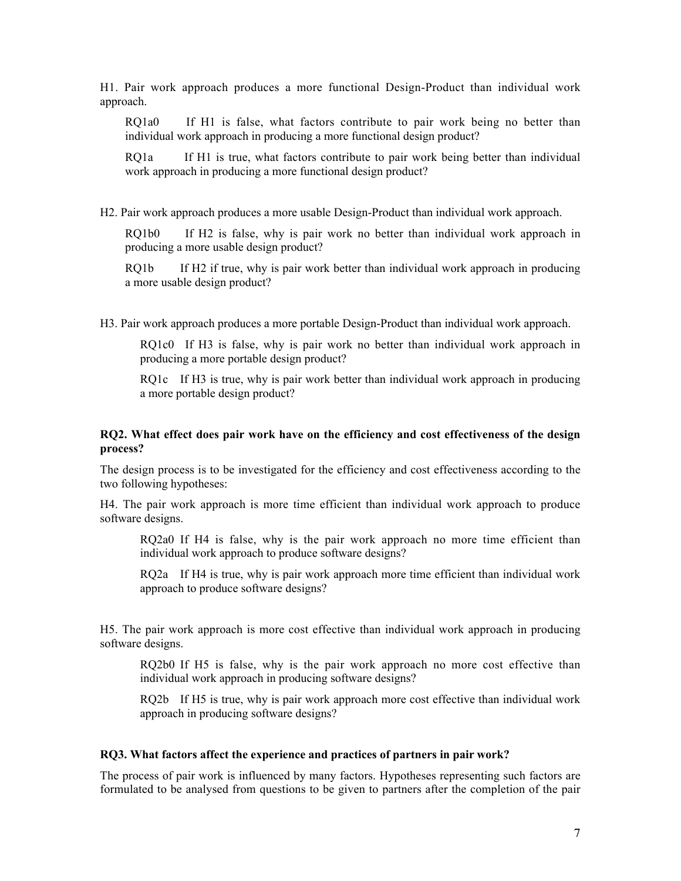H1. Pair work approach produces a more functional Design-Product than individual work approach.

> RQ1a0 If H1 is false, what factors contribute to pair work being no better than individual work approach in producing a more functional design product?
>
> RQ1a If H1 is true, what factors contribute to pair work being better than individual work approach in producing a more functional design product?

H2. Pair work approach produces a more usable Design-Product than individual work approach.

> RQ1b0 If H2 is false, why is pair work no better than individual work approach in producing a more usable design product?
>
> RQ1b If H2 if true, why is pair work better than individual work approach in producing a more usable design product?

H3. Pair work approach produces a more portable Design-Product than individual work approach.

> RQ1c0 If H3 is false, why is pair work no better than individual work approach in producing a more portable design product?
>
> RQ1c If H3 is true, why is pair work better than individual work approach in producing a more portable design product?

**RQ2. What effect does pair work have on the efficiency and cost effectiveness of the design process?**

The design process is to be investigated for the efficiency and cost effectiveness according to the two following hypotheses:

H4. The pair work approach is more time efficient than individual work approach to produce software designs.

> RQ2a0 If H4 is false, why is the pair work approach no more time efficient than individual work approach to produce software designs?
>
> RQ2a If H4 is true, why is pair work approach more time efficient than individual work approach to produce software designs?

H5. The pair work approach is more cost effective than individual work approach in producing software designs.

> RQ2b0 If H5 is false, why is the pair work approach no more cost effective than individual work approach in producing software designs?
>
> RQ2b If H5 is true, why is pair work approach more cost effective than individual work approach in producing software designs?

**RQ3. What factors affect the experience and practices of partners in pair work?**

The process of pair work is influenced by many factors. Hypotheses representing such factors are formulated to be analysed from questions to be given to partners after the completion of the pair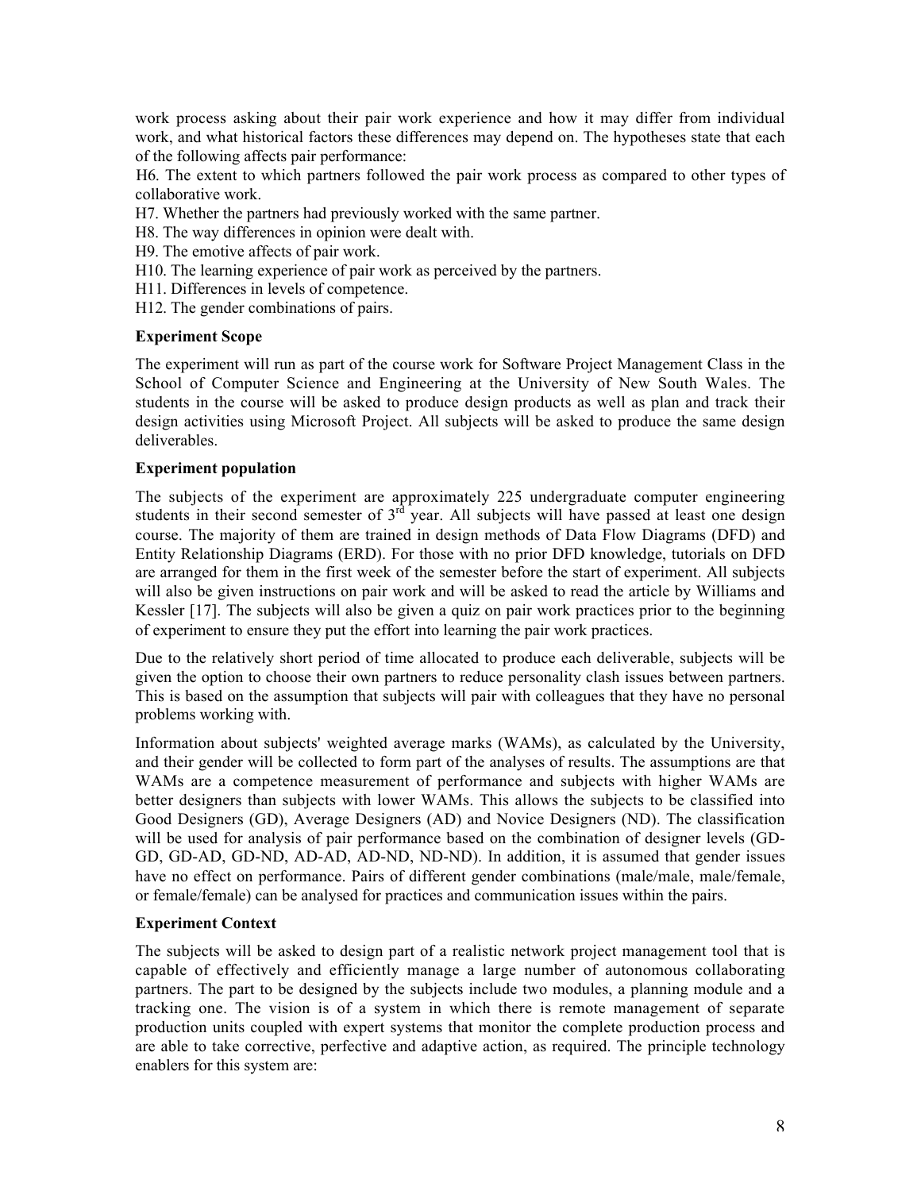work process asking about their pair work experience and how it may differ from individual work, and what historical factors these differences may depend on. The hypotheses state that each of the following affects pair performance:

H6. The extent to which partners followed the pair work process as compared to other types of collaborative work.

H7. Whether the partners had previously worked with the same partner.

H8. The way differences in opinion were dealt with.

H9. The emotive affects of pair work.

H10. The learning experience of pair work as perceived by the partners.

H11. Differences in levels of competence.

H12. The gender combinations of pairs.

### Experiment Scope

The experiment will run as part of the course work for Software Project Management Class in the School of Computer Science and Engineering at the University of New South Wales. The students in the course will be asked to produce design products as well as plan and track their design activities using Microsoft Project. All subjects will be asked to produce the same design deliverables.

### Experiment population

The subjects of the experiment are approximately 225 undergraduate computer engineering students in their second semester of 3rd year. All subjects will have passed at least one design course. The majority of them are trained in design methods of Data Flow Diagrams (DFD) and Entity Relationship Diagrams (ERD). For those with no prior DFD knowledge, tutorials on DFD are arranged for them in the first week of the semester before the start of experiment. All subjects will also be given instructions on pair work and will be asked to read the article by Williams and Kessler [17]. The subjects will also be given a quiz on pair work practices prior to the beginning of experiment to ensure they put the effort into learning the pair work practices.

Due to the relatively short period of time allocated to produce each deliverable, subjects will be given the option to choose their own partners to reduce personality clash issues between partners. This is based on the assumption that subjects will pair with colleagues that they have no personal problems working with.

Information about subjects' weighted average marks (WAMs), as calculated by the University, and their gender will be collected to form part of the analyses of results. The assumptions are that WAMs are a competence measurement of performance and subjects with higher WAMs are better designers than subjects with lower WAMs. This allows the subjects to be classified into Good Designers (GD), Average Designers (AD) and Novice Designers (ND). The classification will be used for analysis of pair performance based on the combination of designer levels (GD-GD, GD-AD, GD-ND, AD-AD, AD-ND, ND-ND). In addition, it is assumed that gender issues have no effect on performance. Pairs of different gender combinations (male/male, male/female, or female/female) can be analysed for practices and communication issues within the pairs.

### Experiment Context

The subjects will be asked to design part of a realistic network project management tool that is capable of effectively and efficiently manage a large number of autonomous collaborating partners. The part to be designed by the subjects include two modules, a planning module and a tracking one. The vision is of a system in which there is remote management of separate production units coupled with expert systems that monitor the complete production process and are able to take corrective, perfective and adaptive action, as required. The principle technology enablers for this system are: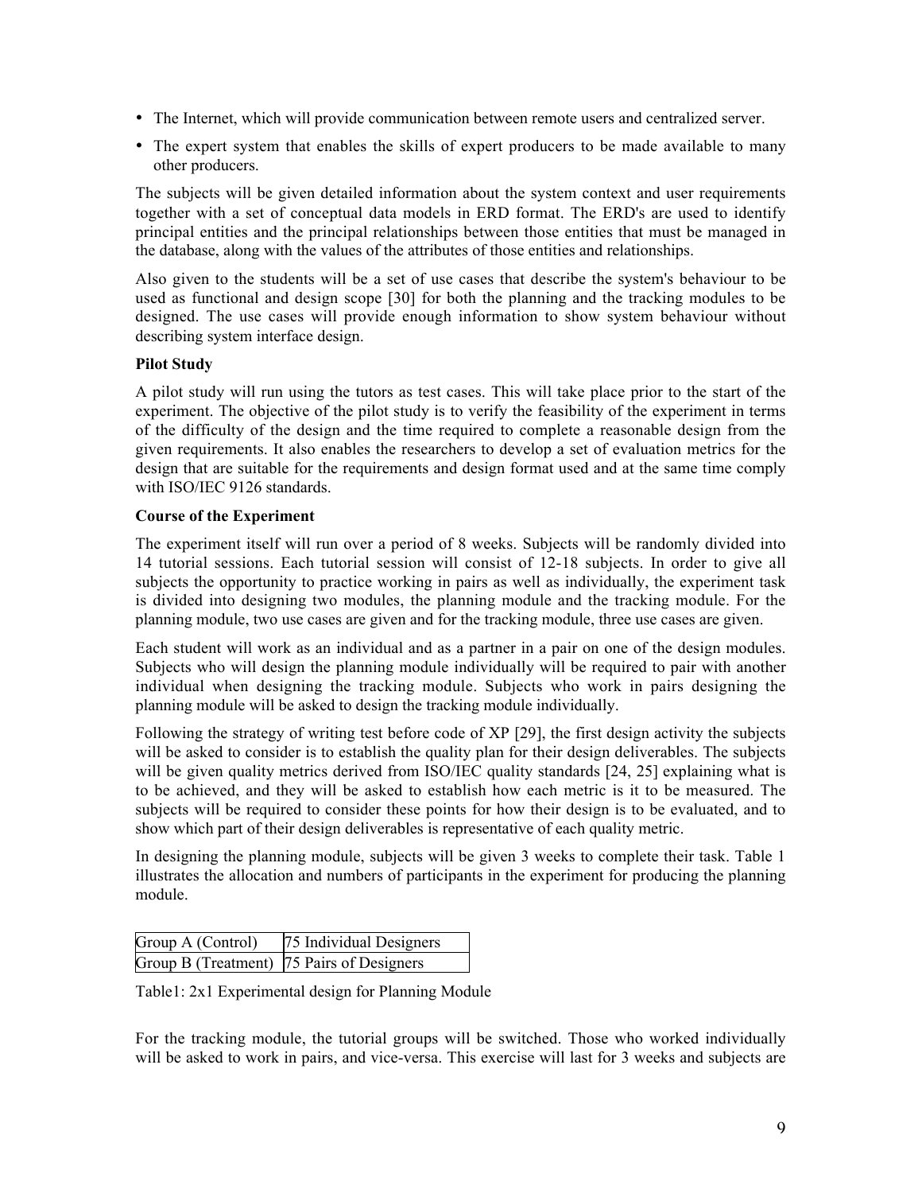- The Internet, which will provide communication between remote users and centralized server.
- The expert system that enables the skills of expert producers to be made available to many other producers.

The subjects will be given detailed information about the system context and user requirements together with a set of conceptual data models in ERD format. The ERD's are used to identify principal entities and the principal relationships between those entities that must be managed in the database, along with the values of the attributes of those entities and relationships.

Also given to the students will be a set of use cases that describe the system's behaviour to be used as functional and design scope [30] for both the planning and the tracking modules to be designed. The use cases will provide enough information to show system behaviour without describing system interface design.

**Pilot Study**

A pilot study will run using the tutors as test cases. This will take place prior to the start of the experiment. The objective of the pilot study is to verify the feasibility of the experiment in terms of the difficulty of the design and the time required to complete a reasonable design from the given requirements. It also enables the researchers to develop a set of evaluation metrics for the design that are suitable for the requirements and design format used and at the same time comply with ISO/IEC 9126 standards.

**Course of the Experiment**

The experiment itself will run over a period of 8 weeks. Subjects will be randomly divided into 14 tutorial sessions. Each tutorial session will consist of 12-18 subjects. In order to give all subjects the opportunity to practice working in pairs as well as individually, the experiment task is divided into designing two modules, the planning module and the tracking module. For the planning module, two use cases are given and for the tracking module, three use cases are given.

Each student will work as an individual and as a partner in a pair on one of the design modules. Subjects who will design the planning module individually will be required to pair with another individual when designing the tracking module. Subjects who work in pairs designing the planning module will be asked to design the tracking module individually.

Following the strategy of writing test before code of XP [29], the first design activity the subjects will be asked to consider is to establish the quality plan for their design deliverables. The subjects will be given quality metrics derived from ISO/IEC quality standards [24, 25] explaining what is to be achieved, and they will be asked to establish how each metric is it to be measured. The subjects will be required to consider these points for how their design is to be evaluated, and to show which part of their design deliverables is representative of each quality metric.

In designing the planning module, subjects will be given 3 weeks to complete their task. Table 1 illustrates the allocation and numbers of participants in the experiment for producing the planning module.

| Group A (Control) | 75 Individual Designers |
|---|---|
| Group B (Treatment) | 75 Pairs of Designers |

Table1: 2x1 Experimental design for Planning Module

For the tracking module, the tutorial groups will be switched. Those who worked individually will be asked to work in pairs, and vice-versa. This exercise will last for 3 weeks and subjects are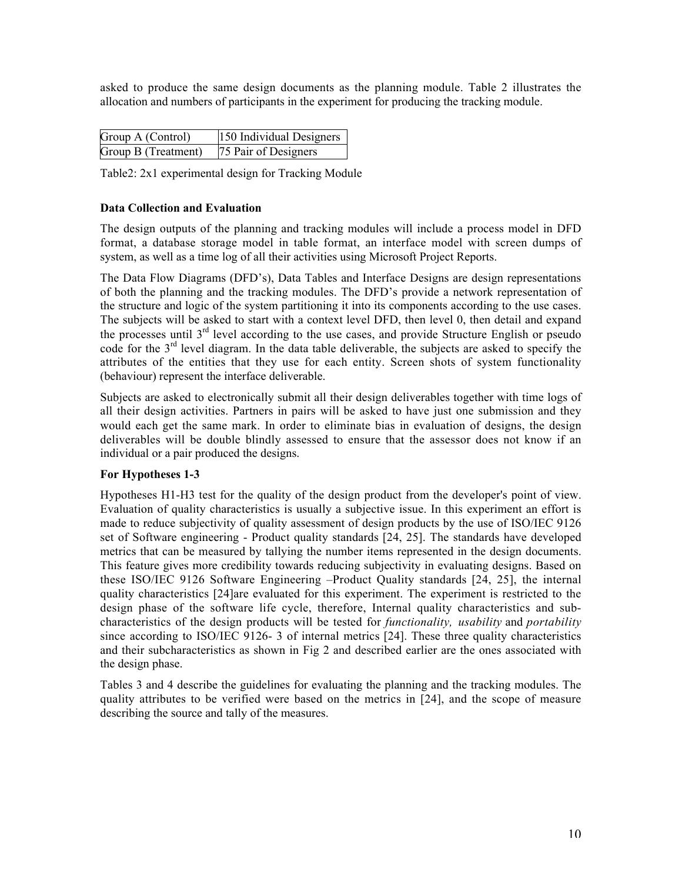asked to produce the same design documents as the planning module. Table 2 illustrates the allocation and numbers of participants in the experiment for producing the tracking module.

| Group A (Control) | 150 Individual Designers |
|---|---|
| Group B (Treatment) | 75 Pair of Designers |

Table2: 2x1 experimental design for Tracking Module

**Data Collection and Evaluation**

The design outputs of the planning and tracking modules will include a process model in DFD format, a database storage model in table format, an interface model with screen dumps of system, as well as a time log of all their activities using Microsoft Project Reports.

The Data Flow Diagrams (DFD's), Data Tables and Interface Designs are design representations of both the planning and the tracking modules. The DFD's provide a network representation of the structure and logic of the system partitioning it into its components according to the use cases. The subjects will be asked to start with a context level DFD, then level 0, then detail and expand the processes until 3rd level according to the use cases, and provide Structure English or pseudo code for the 3rd level diagram. In the data table deliverable, the subjects are asked to specify the attributes of the entities that they use for each entity. Screen shots of system functionality (behaviour) represent the interface deliverable.

Subjects are asked to electronically submit all their design deliverables together with time logs of all their design activities. Partners in pairs will be asked to have just one submission and they would each get the same mark. In order to eliminate bias in evaluation of designs, the design deliverables will be double blindly assessed to ensure that the assessor does not know if an individual or a pair produced the designs.

**For Hypotheses 1-3**

Hypotheses H1-H3 test for the quality of the design product from the developer's point of view. Evaluation of quality characteristics is usually a subjective issue. In this experiment an effort is made to reduce subjectivity of quality assessment of design products by the use of ISO/IEC 9126 set of Software engineering - Product quality standards [24, 25]. The standards have developed metrics that can be measured by tallying the number items represented in the design documents. This feature gives more credibility towards reducing subjectivity in evaluating designs. Based on these ISO/IEC 9126 Software Engineering –Product Quality standards [24, 25], the internal quality characteristics [24]are evaluated for this experiment. The experiment is restricted to the design phase of the software life cycle, therefore, Internal quality characteristics and sub-characteristics of the design products will be tested for *functionality, usability* and *portability* since according to ISO/IEC 9126- 3 of internal metrics [24]. These three quality characteristics and their subcharacteristics as shown in Fig 2 and described earlier are the ones associated with the design phase.

Tables 3 and 4 describe the guidelines for evaluating the planning and the tracking modules. The quality attributes to be verified were based on the metrics in [24], and the scope of measure describing the source and tally of the measures.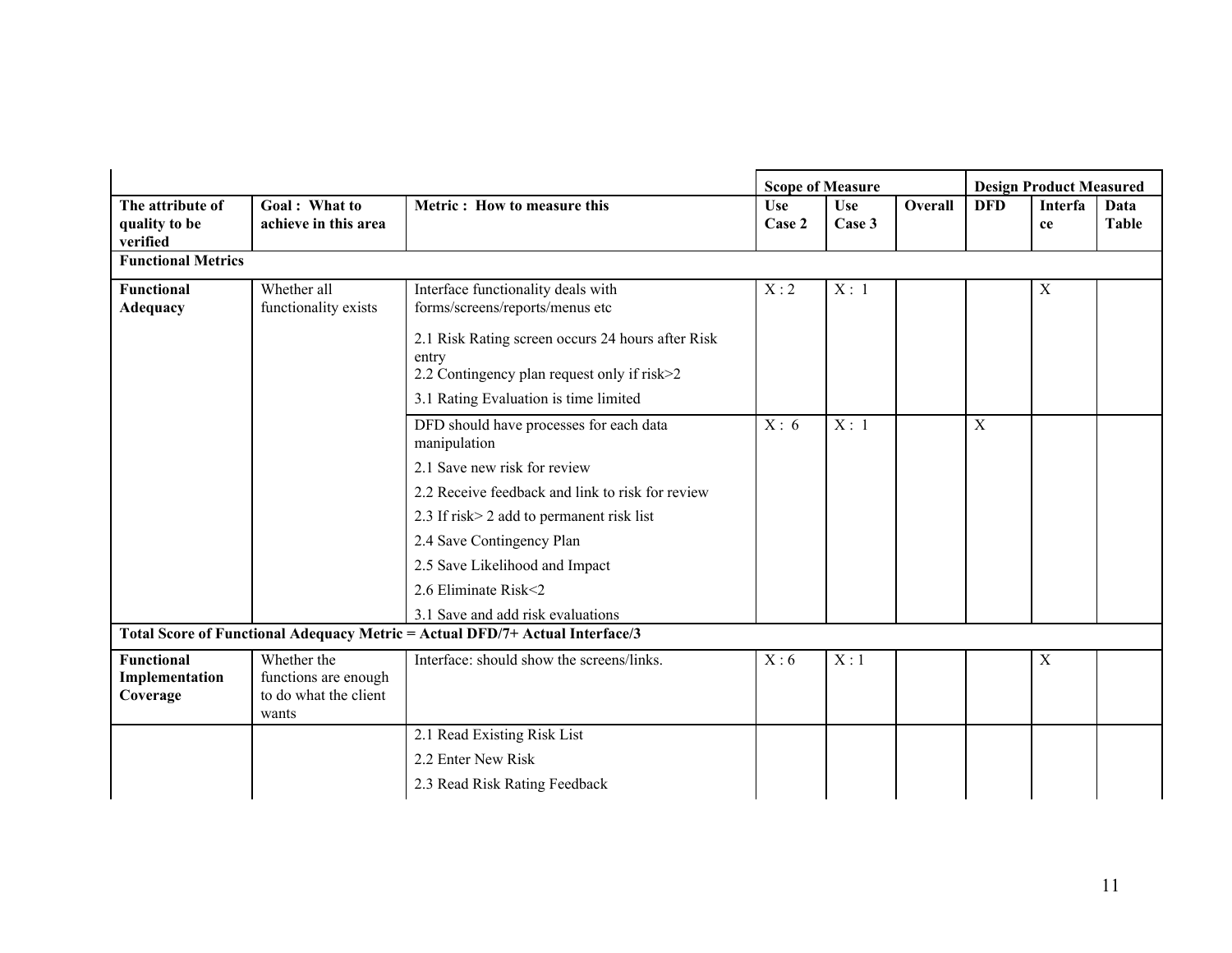| | | | Scope of Measure | | | Design Product Measured | | |
|---|---|---|---|---|---|---|---|---|
| The attribute of quality to be verified | Goal : What to achieve in this area | Metric : How to measure this | Use Case 2 | Use Case 3 | Overall | DFD | Interface | Data Table |
| **Functional Metrics** | | | | | | | | |
| **Functional Adequacy** | Whether all functionality exists | Interface functionality deals with forms/screens/reports/menus etc<br>2.1 Risk Rating screen occurs 24 hours after Risk entry<br>2.2 Contingency plan request only if risk>2<br>3.1 Rating Evaluation is time limited | X : 2 | X : 1 | | | X | |
| | | DFD should have processes for each data manipulation<br>2.1 Save new risk for review<br>2.2 Receive feedback and link to risk for review<br>2.3 If risk> 2 add to permanent risk list<br>2.4 Save Contingency Plan<br>2.5 Save Likelihood and Impact<br>2.6 Eliminate Risk<2<br>3.1 Save and add risk evaluations | X : 6 | X : 1 | | X | | |
| **Total Score of Functional Adequacy Metric = Actual DFD/7+ Actual Interface/3** | | | | | | | | |
| **Functional Implementation Coverage** | Whether the functions are enough to do what the client wants | Interface: should show the screens/links. | X : 6 | X : 1 | | | X | |
| | | 2.1 Read Existing Risk List<br>2.2 Enter New Risk<br>2.3 Read Risk Rating Feedback | | | | | | |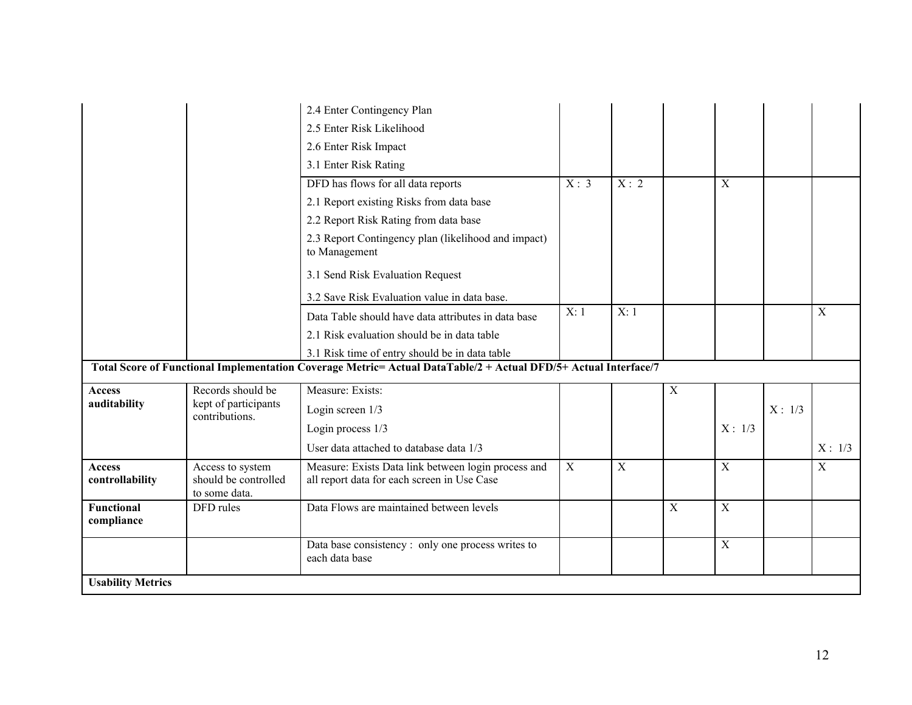| | | | | | | | | |
|---|---|---|---|---|---|---|---|---|
| | | 2.4 Enter Contingency Plan<br>2.5 Enter Risk Likelihood<br>2.6 Enter Risk Impact<br>3.1 Enter Risk Rating | | | | | | |
| | | DFD has flows for all data reports<br>2.1 Report existing Risks from data base<br>2.2 Report Risk Rating from data base<br>2.3 Report Contingency plan (likelihood and impact) to Management<br>3.1 Send Risk Evaluation Request<br>3.2 Save Risk Evaluation value in data base. | X : 3 | X : 2 | | X | | |
| | | Data Table should have data attributes in data base<br>2.1 Risk evaluation should be in data table<br>3.1 Risk time of entry should be in data table | X: 1 | X: 1 | | | | X |
| **Total Score of Functional Implementation Coverage Metric= Actual DataTable/2 + Actual DFD/5+ Actual Interface/7** | | | | | | | | |
| **Access auditability** | Records should be kept of participants contributions. | Measure: Exists: | | | X | | | |
| | | Login screen 1/3 | | | | | X : 1/3 | |
| | | Login process 1/3 | | | | X : 1/3 | | |
| | | User data attached to database data 1/3 | | | | | | X : 1/3 |
| **Access controllability** | Access to system should be controlled to some data. | Measure: Exists Data link between login process and all report data for each screen in Use Case | X | X | | X | | X |
| **Functional compliance** | DFD rules | Data Flows are maintained between levels | | | X | X | | |
| | | Data base consistency : only one process writes to each data base | | | | X | | |
| **Usability Metrics** | | | | | | | | |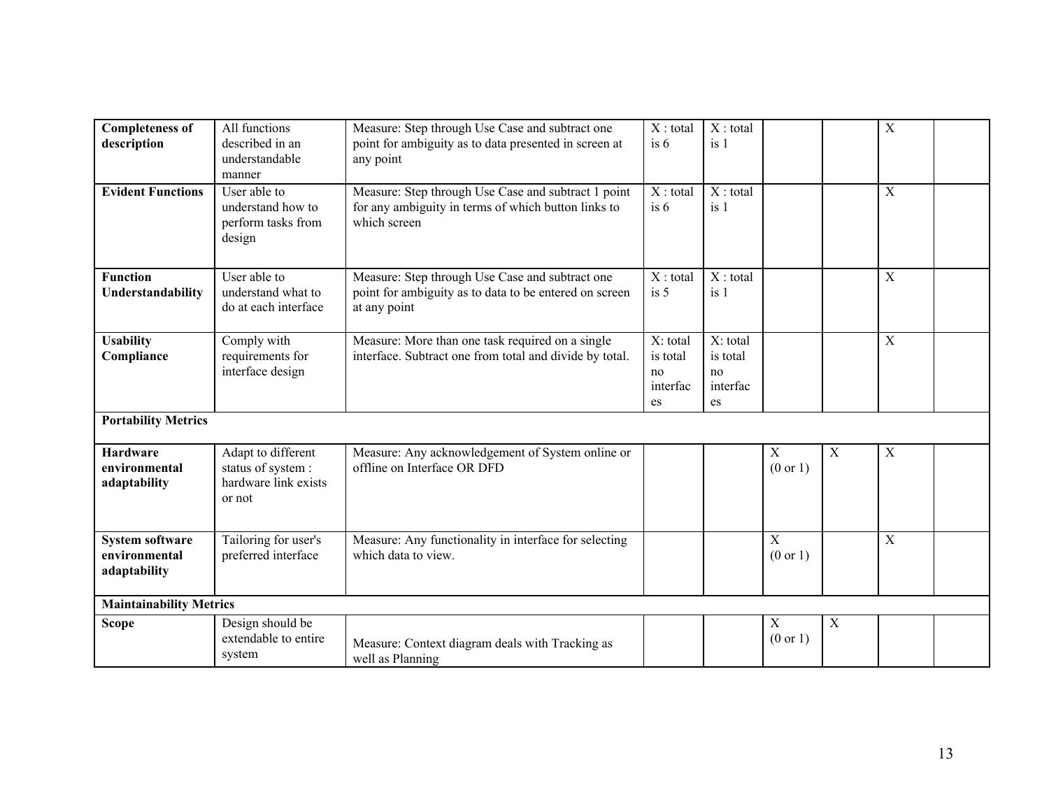| | | | | | | | | |
|---|---|---|---|---|---|---|---|---|
| **Completeness of description** | All functions described in an understandable manner | Measure: Step through Use Case and subtract one point for ambiguity as to data presented in screen at any point | X : total is 6 | X : total is 1 | | | X | |
| **Evident Functions** | User able to understand how to perform tasks from design | Measure: Step through Use Case and subtract 1 point for any ambiguity in terms of which button links to which screen | X : total is 6 | X : total is 1 | | | X | |
| **Function Understandability** | User able to understand what to do at each interface | Measure: Step through Use Case and subtract one point for ambiguity as to data to be entered on screen at any point | X : total is 5 | X : total is 1 | | | X | |
| **Usability Compliance** | Comply with requirements for interface design | Measure: More than one task required on a single interface. Subtract one from total and divide by total. | X: total is total no interfaces | X: total is total no interfaces | | | X | |
| **Portability Metrics** | | | | | | | | |
| **Hardware environmental adaptability** | Adapt to different status of system : hardware link exists or not | Measure: Any acknowledgement of System online or offline on Interface OR DFD | | | X (0 or 1) | X | X | |
| **System software environmental adaptability** | Tailoring for user's preferred interface | Measure: Any functionality in interface for selecting which data to view. | | | X (0 or 1) | | X | |
| **Maintainability Metrics** | | | | | | | | |
| **Scope** | Design should be extendable to entire system | Measure: Context diagram deals with Tracking as well as Planning | | | X (0 or 1) | X | | |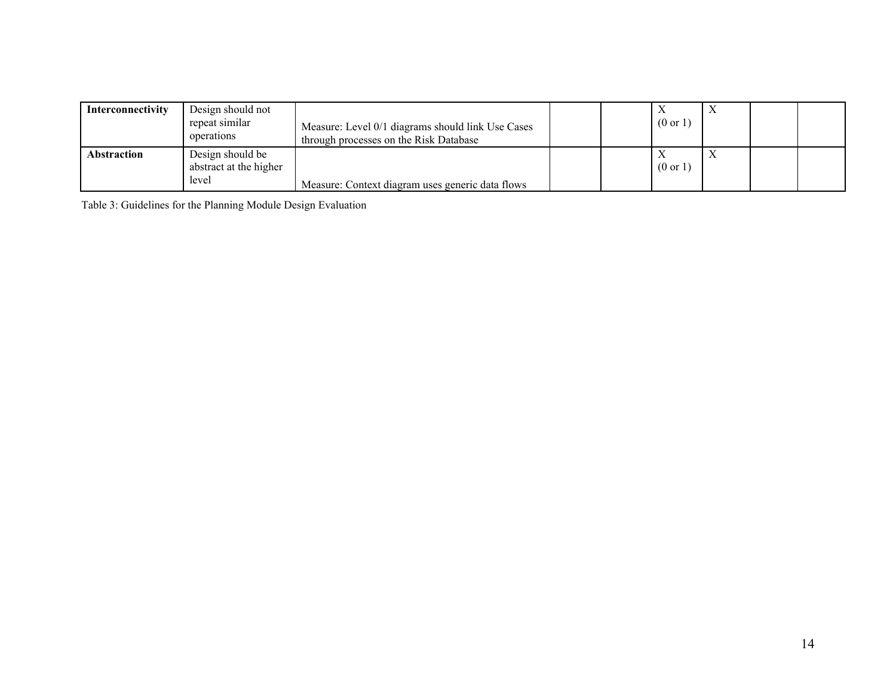| | | | | | | | | |
|---|---|---|---|---|---|---|---|---|
| **Interconnectivity** | Design should not repeat similar operations | Measure: Level 0/1 diagrams should link Use Cases through processes on the Risk Database | | | X (0 or 1) | X | | |
| **Abstraction** | Design should be abstract at the higher level | Measure: Context diagram uses generic data flows | | | X (0 or 1) | X | | |

Table 3: Guidelines for the Planning Module Design Evaluation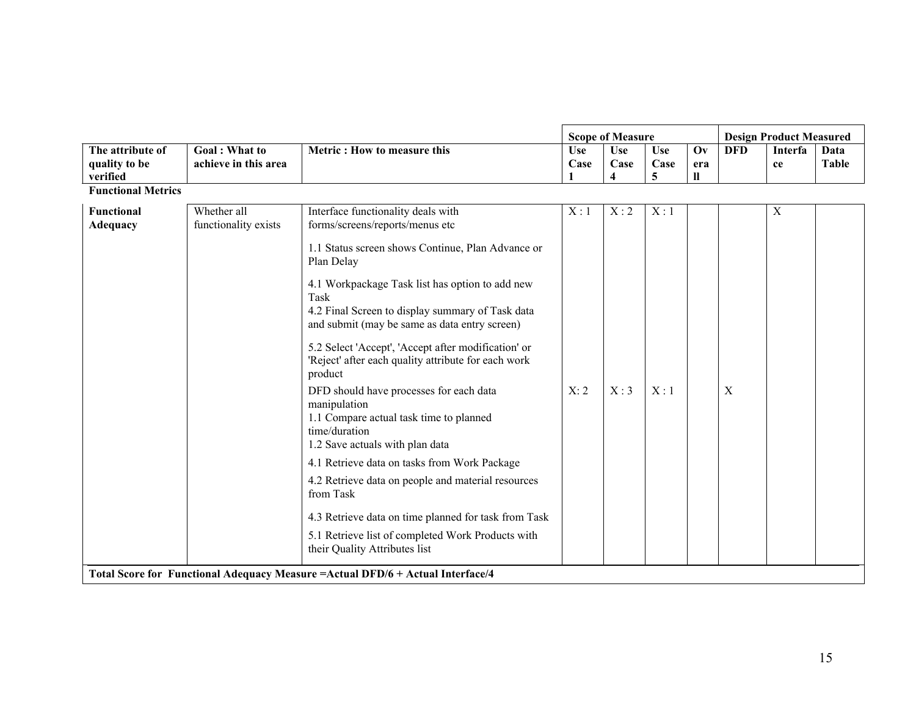| The attribute of quality to be verified | Goal : What to achieve in this area | Metric : How to measure this | Scope of Measure | | | | Design Product Measured | | |
|---|---|---|---|---|---|---|---|---|---|
| | | | Use Case 1 | Use Case 4 | Use Case 5 | Overall | DFD | Interface | Data Table |
| **Functional Metrics** | | | | | | | | | |
| **Functional Adequacy** | Whether all functionality exists | Interface functionality deals with forms/screens/reports/menus etc<br><br>1.1 Status screen shows Continue, Plan Advance or Plan Delay<br><br>4.1 Workpackage Task list has option to add new Task<br>4.2 Final Screen to display summary of Task data and submit (may be same as data entry screen)<br><br>5.2 Select 'Accept', 'Accept after modification' or 'Reject' after each quality attribute for each work product | X : 1 | X : 2 | X : 1 | | | X | |
| | | DFD should have processes for each data manipulation<br>1.1 Compare actual task time to planned time/duration<br>1.2 Save actuals with plan data<br><br>4.1 Retrieve data on tasks from Work Package<br><br>4.2 Retrieve data on people and material resources from Task<br><br>4.3 Retrieve data on time planned for task from Task<br><br>5.1 Retrieve list of completed Work Products with their Quality Attributes list | X: 2 | X : 3 | X : 1 | | X | | |
| **Total Score for Functional Adequacy Measure =Actual DFD/6 + Actual Interface/4** | | | | | | | | | |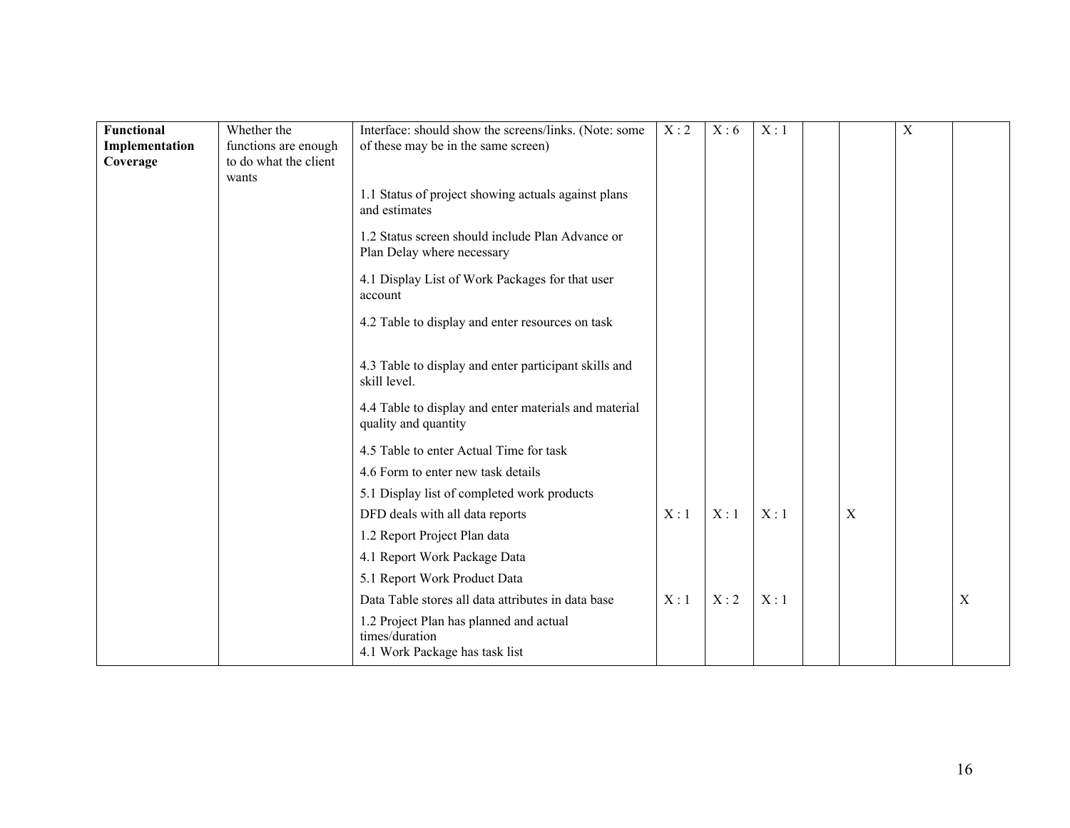| Functional Implementation Coverage | Whether the functions are enough to do what the client wants | Interface: should show the screens/links. (Note: some of these may be in the same screen) | X : 2 | X : 6 | X : 1 | | | X | |
|---|---|---|---|---|---|---|---|---|---|
| | | 1.1 Status of project showing actuals against plans and estimates | | | | | | | |
| | | 1.2 Status screen should include Plan Advance or Plan Delay where necessary | | | | | | | |
| | | 4.1 Display List of Work Packages for that user account | | | | | | | |
| | | 4.2 Table to display and enter resources on task | | | | | | | |
| | | 4.3 Table to display and enter participant skills and skill level. | | | | | | | |
| | | 4.4 Table to display and enter materials and material quality and quantity | | | | | | | |
| | | 4.5 Table to enter Actual Time for task | | | | | | | |
| | | 4.6 Form to enter new task details | | | | | | | |
| | | 5.1 Display list of completed work products | | | | | | | |
| | | DFD deals with all data reports | X : 1 | X : 1 | X : 1 | | X | | |
| | | 1.2 Report Project Plan data | | | | | | | |
| | | 4.1 Report Work Package Data | | | | | | | |
| | | 5.1 Report Work Product Data | | | | | | | |
| | | Data Table stores all data attributes in data base | X : 1 | X : 2 | X : 1 | | | | X |
| | | 1.2 Project Plan has planned and actual times/duration<br>4.1 Work Package has task list | | | | | | | |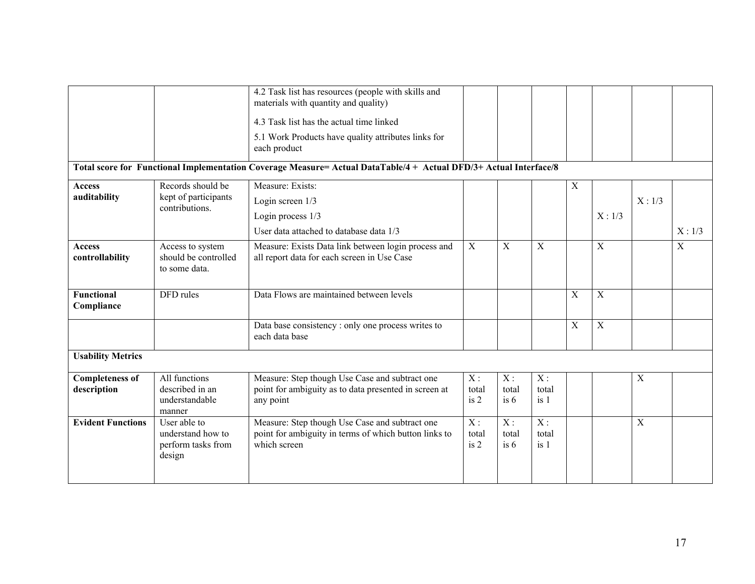| | | | | | | | | | |
|---|---|---|---|---|---|---|---|---|---|
| | | 4.2 Task list has resources (people with skills and materials with quantity and quality)<br>4.3 Task list has the actual time linked<br>5.1 Work Products have quality attributes links for each product | | | | | | | |
| **Total score for Functional Implementation Coverage Measure= Actual DataTable/4 + Actual DFD/3+ Actual Interface/8** | | | | | | | | | |
| **Access auditability** | Records should be kept of participants contributions. | Measure: Exists:<br>Login screen 1/3<br>Login process 1/3<br>User data attached to database data 1/3 | | | | X | X : 1/3 | X : 1/3 | X : 1/3 |
| **Access controllability** | Access to system should be controlled to some data. | Measure: Exists Data link between login process and all report data for each screen in Use Case | X | X | X | | X | | X |
| **Functional Compliance** | DFD rules | Data Flows are maintained between levels | | | | X | X | | |
| | | Data base consistency : only one process writes to each data base | | | | X | X | | |
| **Usability Metrics** | | | | | | | | | |
| **Completeness of description** | All functions described in an understandable manner | Measure: Step though Use Case and subtract one point for ambiguity as to data presented in screen at any point | X : total is 2 | X : total is 6 | X : total is 1 | | | X | |
| **Evident Functions** | User able to understand how to perform tasks from design | Measure: Step though Use Case and subtract one point for ambiguity in terms of which button links to which screen | X : total is 2 | X : total is 6 | X : total is 1 | | | X | |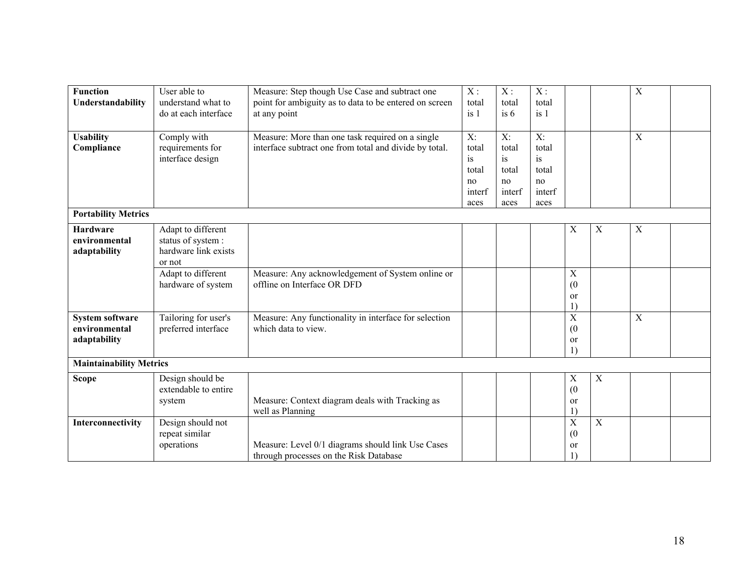| | | | | | | | | | | |
|---|---|---|---|---|---|---|---|---|---|---|
| **Function Understandability** | User able to understand what to do at each interface | Measure: Step though Use Case and subtract one point for ambiguity as to data to be entered on screen at any point | X : total is 1 | X : total is 6 | X : total is 1 | | | X | |
| **Usability Compliance** | Comply with requirements for interface design | Measure: More than one task required on a single interface subtract one from total and divide by total. | X: total is total no interfaces | X: total is total no interfaces | X: total is total no interfaces | | | X | |
| **Portability Metrics** | | | | | | | | | |
| **Hardware environmental adaptability** | Adapt to different status of system : hardware link exists or not | | | | | X | X | X | |
| | Adapt to different hardware of system | Measure: Any acknowledgement of System online or offline on Interface OR DFD | | | | X (0 or 1) | | | |
| **System software environmental adaptability** | Tailoring for user's preferred interface | Measure: Any functionality in interface for selection which data to view. | | | | X (0 or 1) | | X | |
| **Maintainability Metrics** | | | | | | | | | |
| **Scope** | Design should be extendable to entire system | Measure: Context diagram deals with Tracking as well as Planning | | | | X (0 or 1) | X | | |
| **Interconnectivity** | Design should not repeat similar operations | Measure: Level 0/1 diagrams should link Use Cases through processes on the Risk Database | | | | X (0 or 1) | X | | |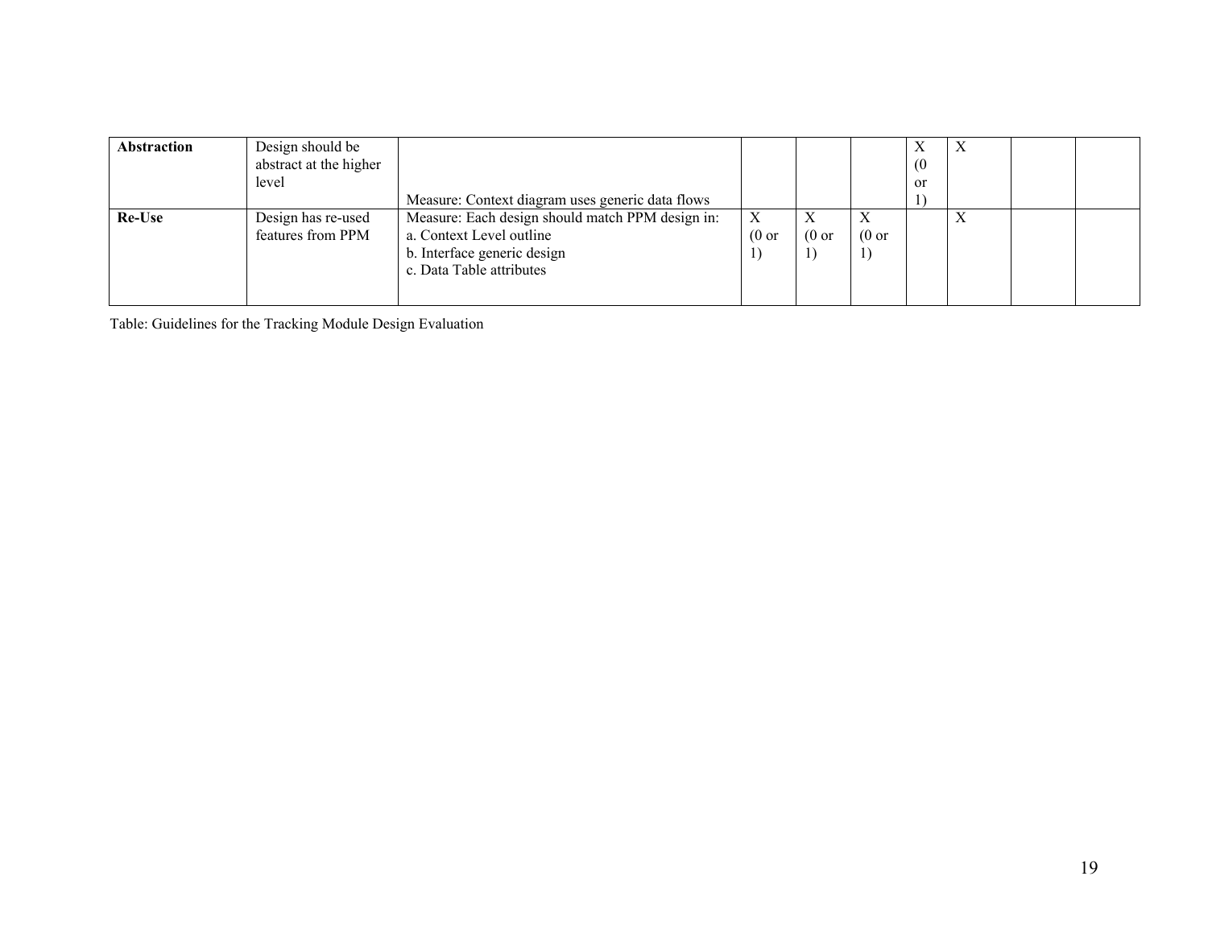| | | | | | | | | | |
|---|---|---|---|---|---|---|---|---|---|
| **Abstraction** | Design should be abstract at the higher level | Measure: Context diagram uses generic data flows | | | | X (0 or 1) | X | | |
| **Re-Use** | Design has re-used features from PPM | Measure: Each design should match PPM design in:<br>a. Context Level outline<br>b. Interface generic design<br>c. Data Table attributes | X (0 or 1) | X (0 or 1) | X (0 or 1) | | X | | |

Table: Guidelines for the Tracking Module Design Evaluation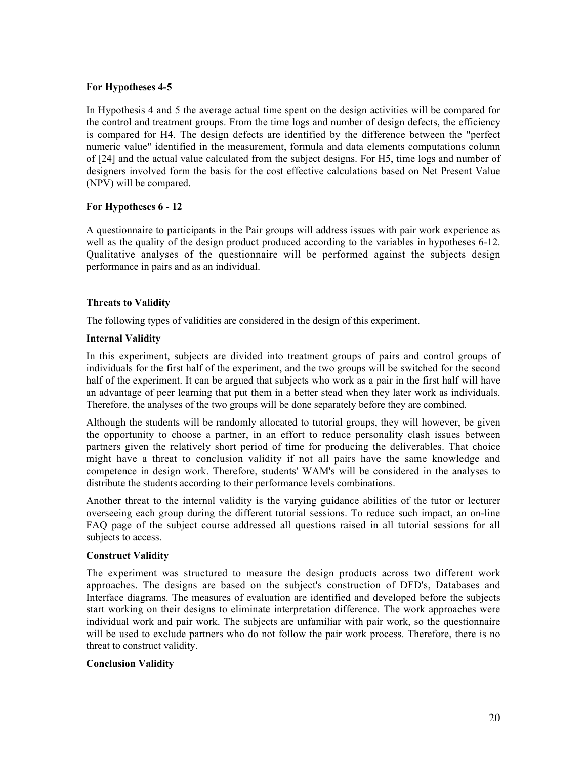**For Hypotheses 4-5**

In Hypothesis 4 and 5 the average actual time spent on the design activities will be compared for the control and treatment groups. From the time logs and number of design defects, the efficiency is compared for H4. The design defects are identified by the difference between the "perfect numeric value" identified in the measurement, formula and data elements computations column of [24] and the actual value calculated from the subject designs. For H5, time logs and number of designers involved form the basis for the cost effective calculations based on Net Present Value (NPV) will be compared.

**For Hypotheses 6 - 12**

A questionnaire to participants in the Pair groups will address issues with pair work experience as well as the quality of the design product produced according to the variables in hypotheses 6-12. Qualitative analyses of the questionnaire will be performed against the subjects design performance in pairs and as an individual.

**Threats to Validity**

The following types of validities are considered in the design of this experiment.

**Internal Validity**

In this experiment, subjects are divided into treatment groups of pairs and control groups of individuals for the first half of the experiment, and the two groups will be switched for the second half of the experiment. It can be argued that subjects who work as a pair in the first half will have an advantage of peer learning that put them in a better stead when they later work as individuals. Therefore, the analyses of the two groups will be done separately before they are combined.

Although the students will be randomly allocated to tutorial groups, they will however, be given the opportunity to choose a partner, in an effort to reduce personality clash issues between partners given the relatively short period of time for producing the deliverables. That choice might have a threat to conclusion validity if not all pairs have the same knowledge and competence in design work. Therefore, students' WAM's will be considered in the analyses to distribute the students according to their performance levels combinations.

Another threat to the internal validity is the varying guidance abilities of the tutor or lecturer overseeing each group during the different tutorial sessions. To reduce such impact, an on-line FAQ page of the subject course addressed all questions raised in all tutorial sessions for all subjects to access.

**Construct Validity**

The experiment was structured to measure the design products across two different work approaches. The designs are based on the subject's construction of DFD's, Databases and Interface diagrams. The measures of evaluation are identified and developed before the subjects start working on their designs to eliminate interpretation difference. The work approaches were individual work and pair work. The subjects are unfamiliar with pair work, so the questionnaire will be used to exclude partners who do not follow the pair work process. Therefore, there is no threat to construct validity.

**Conclusion Validity**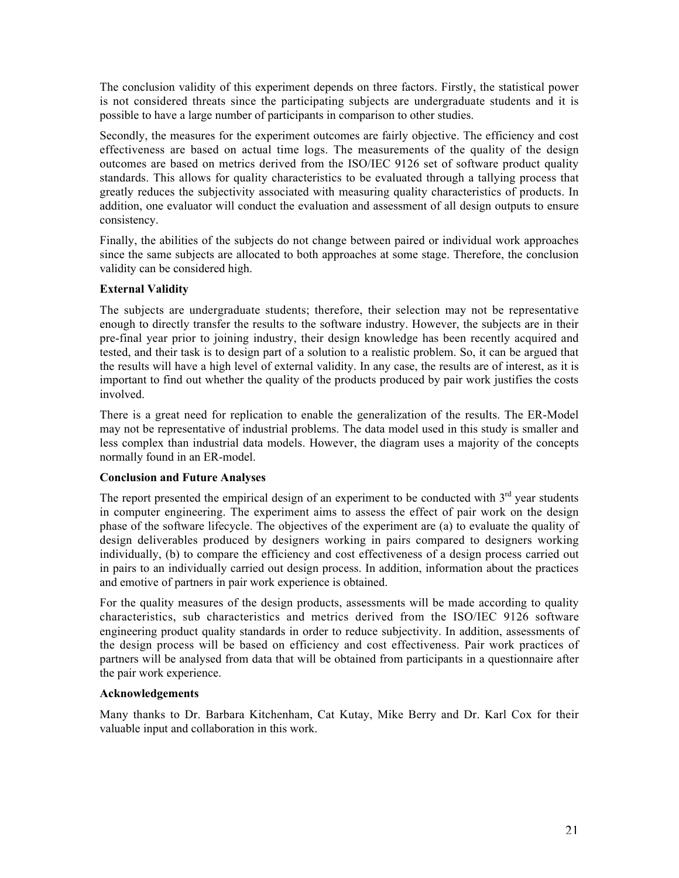The conclusion validity of this experiment depends on three factors. Firstly, the statistical power is not considered threats since the participating subjects are undergraduate students and it is possible to have a large number of participants in comparison to other studies.

Secondly, the measures for the experiment outcomes are fairly objective. The efficiency and cost effectiveness are based on actual time logs. The measurements of the quality of the design outcomes are based on metrics derived from the ISO/IEC 9126 set of software product quality standards. This allows for quality characteristics to be evaluated through a tallying process that greatly reduces the subjectivity associated with measuring quality characteristics of products. In addition, one evaluator will conduct the evaluation and assessment of all design outputs to ensure consistency.

Finally, the abilities of the subjects do not change between paired or individual work approaches since the same subjects are allocated to both approaches at some stage. Therefore, the conclusion validity can be considered high.

**External Validity**

The subjects are undergraduate students; therefore, their selection may not be representative enough to directly transfer the results to the software industry. However, the subjects are in their pre-final year prior to joining industry, their design knowledge has been recently acquired and tested, and their task is to design part of a solution to a realistic problem. So, it can be argued that the results will have a high level of external validity. In any case, the results are of interest, as it is important to find out whether the quality of the products produced by pair work justifies the costs involved.

There is a great need for replication to enable the generalization of the results. The ER-Model may not be representative of industrial problems. The data model used in this study is smaller and less complex than industrial data models. However, the diagram uses a majority of the concepts normally found in an ER-model.

**Conclusion and Future Analyses**

The report presented the empirical design of an experiment to be conducted with 3rd year students in computer engineering. The experiment aims to assess the effect of pair work on the design phase of the software lifecycle. The objectives of the experiment are (a) to evaluate the quality of design deliverables produced by designers working in pairs compared to designers working individually, (b) to compare the efficiency and cost effectiveness of a design process carried out in pairs to an individually carried out design process. In addition, information about the practices and emotive of partners in pair work experience is obtained.

For the quality measures of the design products, assessments will be made according to quality characteristics, sub characteristics and metrics derived from the ISO/IEC 9126 software engineering product quality standards in order to reduce subjectivity. In addition, assessments of the design process will be based on efficiency and cost effectiveness. Pair work practices of partners will be analysed from data that will be obtained from participants in a questionnaire after the pair work experience.

**Acknowledgements**

Many thanks to Dr. Barbara Kitchenham, Cat Kutay, Mike Berry and Dr. Karl Cox for their valuable input and collaboration in this work.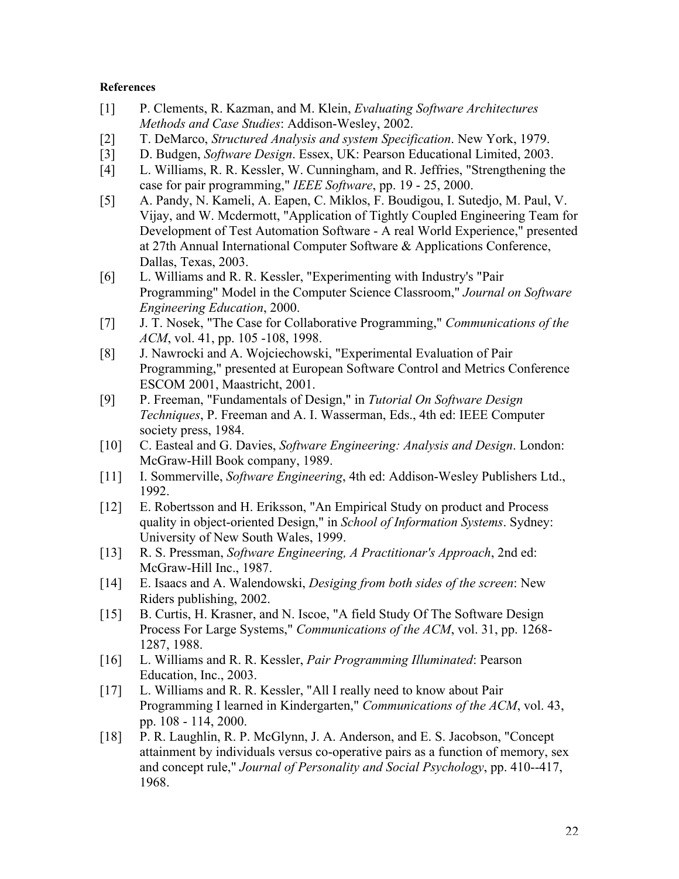**References**

[1] P. Clements, R. Kazman, and M. Klein, *Evaluating Software Architectures Methods and Case Studies*: Addison-Wesley, 2002.

[2] T. DeMarco, *Structured Analysis and system Specification*. New York, 1979.

[3] D. Budgen, *Software Design*. Essex, UK: Pearson Educational Limited, 2003.

[4] L. Williams, R. R. Kessler, W. Cunningham, and R. Jeffries, "Strengthening the case for pair programming," *IEEE Software*, pp. 19 - 25, 2000.

[5] A. Pandy, N. Kameli, A. Eapen, C. Miklos, F. Boudigou, I. Sutedjo, M. Paul, V. Vijay, and W. Mcdermott, "Application of Tightly Coupled Engineering Team for Development of Test Automation Software - A real World Experience," presented at 27th Annual International Computer Software & Applications Conference, Dallas, Texas, 2003.

[6] L. Williams and R. R. Kessler, "Experimenting with Industry's "Pair Programming" Model in the Computer Science Classroom," *Journal on Software Engineering Education*, 2000.

[7] J. T. Nosek, "The Case for Collaborative Programming," *Communications of the ACM*, vol. 41, pp. 105 -108, 1998.

[8] J. Nawrocki and A. Wojciechowski, "Experimental Evaluation of Pair Programming," presented at European Software Control and Metrics Conference ESCOM 2001, Maastricht, 2001.

[9] P. Freeman, "Fundamentals of Design," in *Tutorial On Software Design Techniques*, P. Freeman and A. I. Wasserman, Eds., 4th ed: IEEE Computer society press, 1984.

[10] C. Easteal and G. Davies, *Software Engineering: Analysis and Design*. London: McGraw-Hill Book company, 1989.

[11] I. Sommerville, *Software Engineering*, 4th ed: Addison-Wesley Publishers Ltd., 1992.

[12] E. Robertsson and H. Eriksson, "An Empirical Study on product and Process quality in object-oriented Design," in *School of Information Systems*. Sydney: University of New South Wales, 1999.

[13] R. S. Pressman, *Software Engineering, A Practitionar's Approach*, 2nd ed: McGraw-Hill Inc., 1987.

[14] E. Isaacs and A. Walendowski, *Desiging from both sides of the screen*: New Riders publishing, 2002.

[15] B. Curtis, H. Krasner, and N. Iscoe, "A field Study Of The Software Design Process For Large Systems," *Communications of the ACM*, vol. 31, pp. 1268-1287, 1988.

[16] L. Williams and R. R. Kessler, *Pair Programming Illuminated*: Pearson Education, Inc., 2003.

[17] L. Williams and R. R. Kessler, "All I really need to know about Pair Programming I learned in Kindergarten," *Communications of the ACM*, vol. 43, pp. 108 - 114, 2000.

[18] P. R. Laughlin, R. P. McGlynn, J. A. Anderson, and E. S. Jacobson, "Concept attainment by individuals versus co-operative pairs as a function of memory, sex and concept rule," *Journal of Personality and Social Psychology*, pp. 410--417, 1968.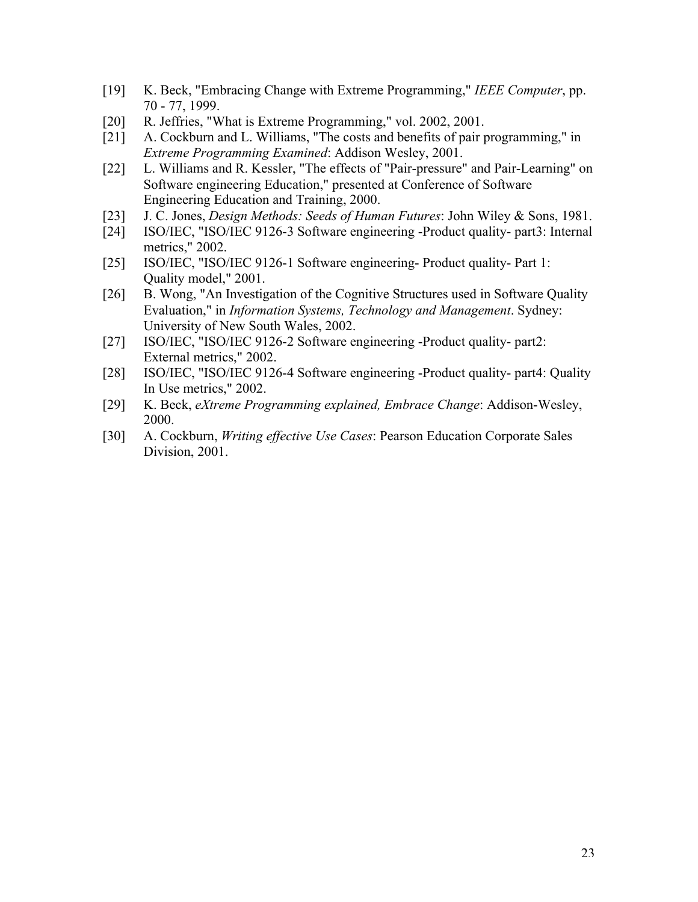[19] K. Beck, "Embracing Change with Extreme Programming," *IEEE Computer*, pp. 70 - 77, 1999.

[20] R. Jeffries, "What is Extreme Programming," vol. 2002, 2001.

[21] A. Cockburn and L. Williams, "The costs and benefits of pair programming," in *Extreme Programming Examined*: Addison Wesley, 2001.

[22] L. Williams and R. Kessler, "The effects of "Pair-pressure" and Pair-Learning" on Software engineering Education," presented at Conference of Software Engineering Education and Training, 2000.

[23] J. C. Jones, *Design Methods: Seeds of Human Futures*: John Wiley & Sons, 1981.

[24] ISO/IEC, "ISO/IEC 9126-3 Software engineering -Product quality- part3: Internal metrics," 2002.

[25] ISO/IEC, "ISO/IEC 9126-1 Software engineering- Product quality- Part 1: Quality model," 2001.

[26] B. Wong, "An Investigation of the Cognitive Structures used in Software Quality Evaluation," in *Information Systems, Technology and Management*. Sydney: University of New South Wales, 2002.

[27] ISO/IEC, "ISO/IEC 9126-2 Software engineering -Product quality- part2: External metrics," 2002.

[28] ISO/IEC, "ISO/IEC 9126-4 Software engineering -Product quality- part4: Quality In Use metrics," 2002.

[29] K. Beck, *eXtreme Programming explained, Embrace Change*: Addison-Wesley, 2000.

[30] A. Cockburn, *Writing effective Use Cases*: Pearson Education Corporate Sales Division, 2001.